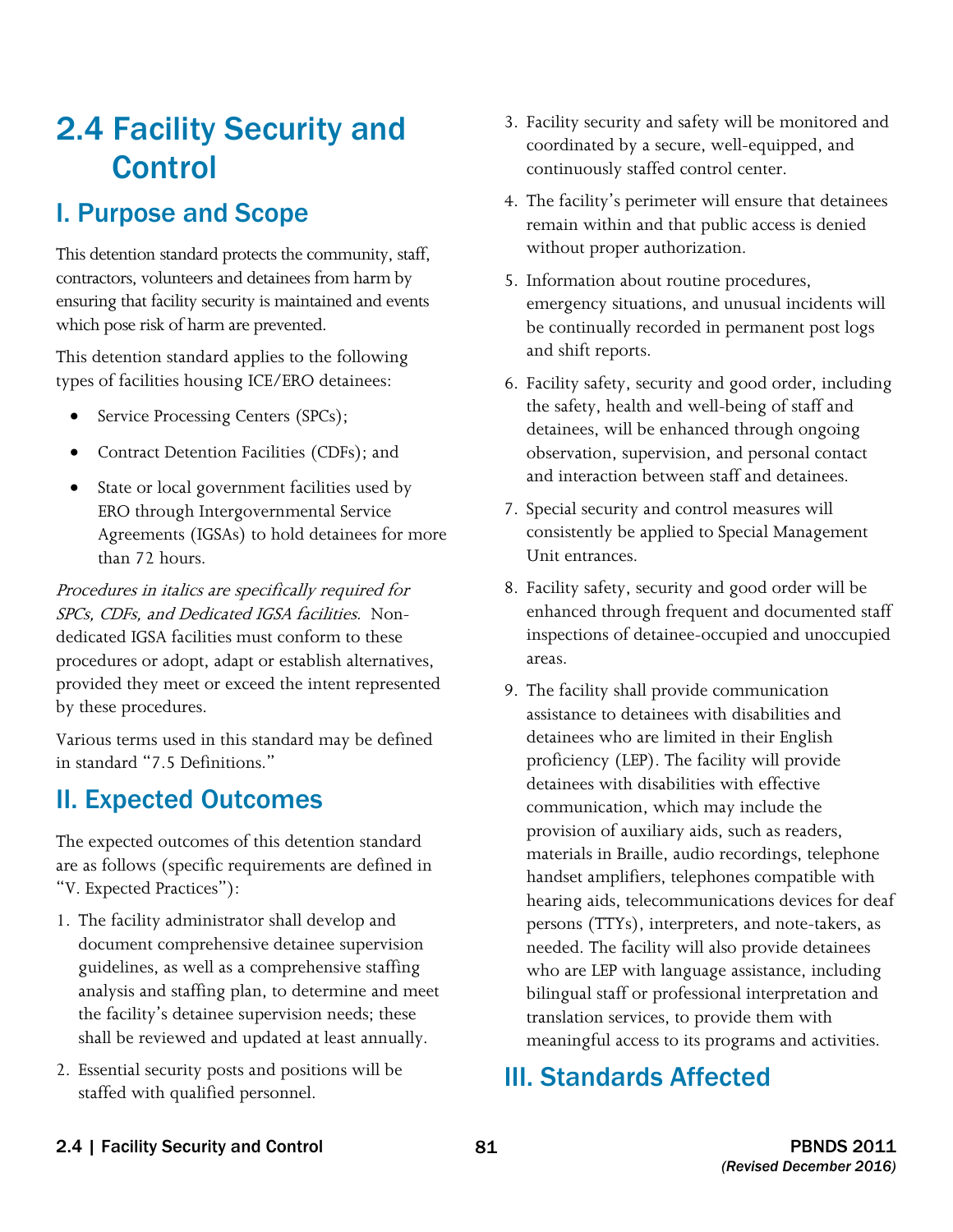# 2.4 Facility Security and Control

## I. Purpose and Scope

This detention standard protects the community, staff, contractors, volunteers and detainees from harm by ensuring that facility security is maintained and events which pose risk of harm are prevented.

This detention standard applies to the following types of facilities housing ICE/ERO detainees:

- Service Processing Centers (SPCs);
- Contract Detention Facilities (CDFs); and
- State or local government facilities used by ERO through Intergovernmental Service Agreements (IGSAs) to hold detainees for more than 72 hours.

*Procedures in italics are specifically required for SPCs, CDFs, and Dedicated IGSA facilities.* Non-dedicated IGSA facilities must conform to these procedures or adopt, adapt or establish alternatives, provided they meet or exceed the intent represented by these procedures.

Various terms used in this standard may be defined in standard "7.5 Definitions."

## II. Expected Outcomes

The expected outcomes of this detention standard are as follows (specific requirements are defined in "V. Expected Practices"):

1. The facility administrator shall develop and document comprehensive detainee supervision guidelines, as well as a comprehensive staffing analysis and staffing plan, to determine and meet the facility's detainee supervision needs; these shall be reviewed and updated at least annually.
2. Essential security posts and positions will be staffed with qualified personnel.
3. Facility security and safety will be monitored and coordinated by a secure, well-equipped, and continuously staffed control center.
4. The facility's perimeter will ensure that detainees remain within and that public access is denied without proper authorization.
5. Information about routine procedures, emergency situations, and unusual incidents will be continually recorded in permanent post logs and shift reports.
6. Facility safety, security and good order, including the safety, health and well-being of staff and detainees, will be enhanced through ongoing observation, supervision, and personal contact and interaction between staff and detainees.
7. Special security and control measures will consistently be applied to Special Management Unit entrances.
8. Facility safety, security and good order will be enhanced through frequent and documented staff inspections of detainee-occupied and unoccupied areas.
9. The facility shall provide communication assistance to detainees with disabilities and detainees who are limited in their English proficiency (LEP). The facility will provide detainees with disabilities with effective communication, which may include the provision of auxiliary aids, such as readers, materials in Braille, audio recordings, telephone handset amplifiers, telephones compatible with hearing aids, telecommunications devices for deaf persons (TTYs), interpreters, and note-takers, as needed. The facility will also provide detainees who are LEP with language assistance, including bilingual staff or professional interpretation and translation services, to provide them with meaningful access to its programs and activities.

## III. Standards Affected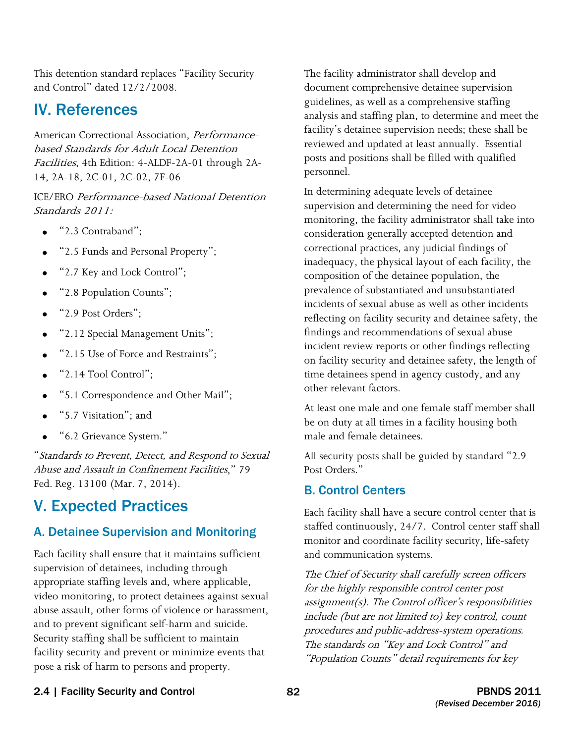This detention standard replaces "Facility Security and Control" dated 12/2/2008.

## IV. References

American Correctional Association, *Performance-based Standards for Adult Local Detention Facilities*, 4th Edition: 4-ALDF-2A-01 through 2A-14, 2A-18, 2C-01, 2C-02, 7F-06

ICE/ERO *Performance-based National Detention Standards 2011:*

- "2.3 Contraband";
- "2.5 Funds and Personal Property";
- "2.7 Key and Lock Control";
- "2.8 Population Counts";
- "2.9 Post Orders";
- "2.12 Special Management Units";
- "2.15 Use of Force and Restraints";
- "2.14 Tool Control";
- "5.1 Correspondence and Other Mail";
- "5.7 Visitation"; and
- "6.2 Grievance System."

"*Standards to Prevent, Detect, and Respond to Sexual Abuse and Assault in Confinement Facilities*," 79 Fed. Reg. 13100 (Mar. 7, 2014).

## V. Expected Practices

### A. Detainee Supervision and Monitoring

Each facility shall ensure that it maintains sufficient supervision of detainees, including through appropriate staffing levels and, where applicable, video monitoring, to protect detainees against sexual abuse assault, other forms of violence or harassment, and to prevent significant self-harm and suicide. Security staffing shall be sufficient to maintain facility security and prevent or minimize events that pose a risk of harm to persons and property.

The facility administrator shall develop and document comprehensive detainee supervision guidelines, as well as a comprehensive staffing analysis and staffing plan, to determine and meet the facility's detainee supervision needs; these shall be reviewed and updated at least annually. Essential posts and positions shall be filled with qualified personnel.

In determining adequate levels of detainee supervision and determining the need for video monitoring, the facility administrator shall take into consideration generally accepted detention and correctional practices, any judicial findings of inadequacy, the physical layout of each facility, the composition of the detainee population, the prevalence of substantiated and unsubstantiated incidents of sexual abuse as well as other incidents reflecting on facility security and detainee safety, the findings and recommendations of sexual abuse incident review reports or other findings reflecting on facility security and detainee safety, the length of time detainees spend in agency custody, and any other relevant factors.

At least one male and one female staff member shall be on duty at all times in a facility housing both male and female detainees.

All security posts shall be guided by standard "2.9 Post Orders."

### B. Control Centers

Each facility shall have a secure control center that is staffed continuously, 24/7. Control center staff shall monitor and coordinate facility security, life-safety and communication systems.

*The Chief of Security shall carefully screen officers for the highly responsible control center post assignment(s). The Control officer's responsibilities include (but are not limited to) key control, count procedures and public-address-system operations. The standards on "Key and Lock Control" and "Population Counts" detail requirements for key*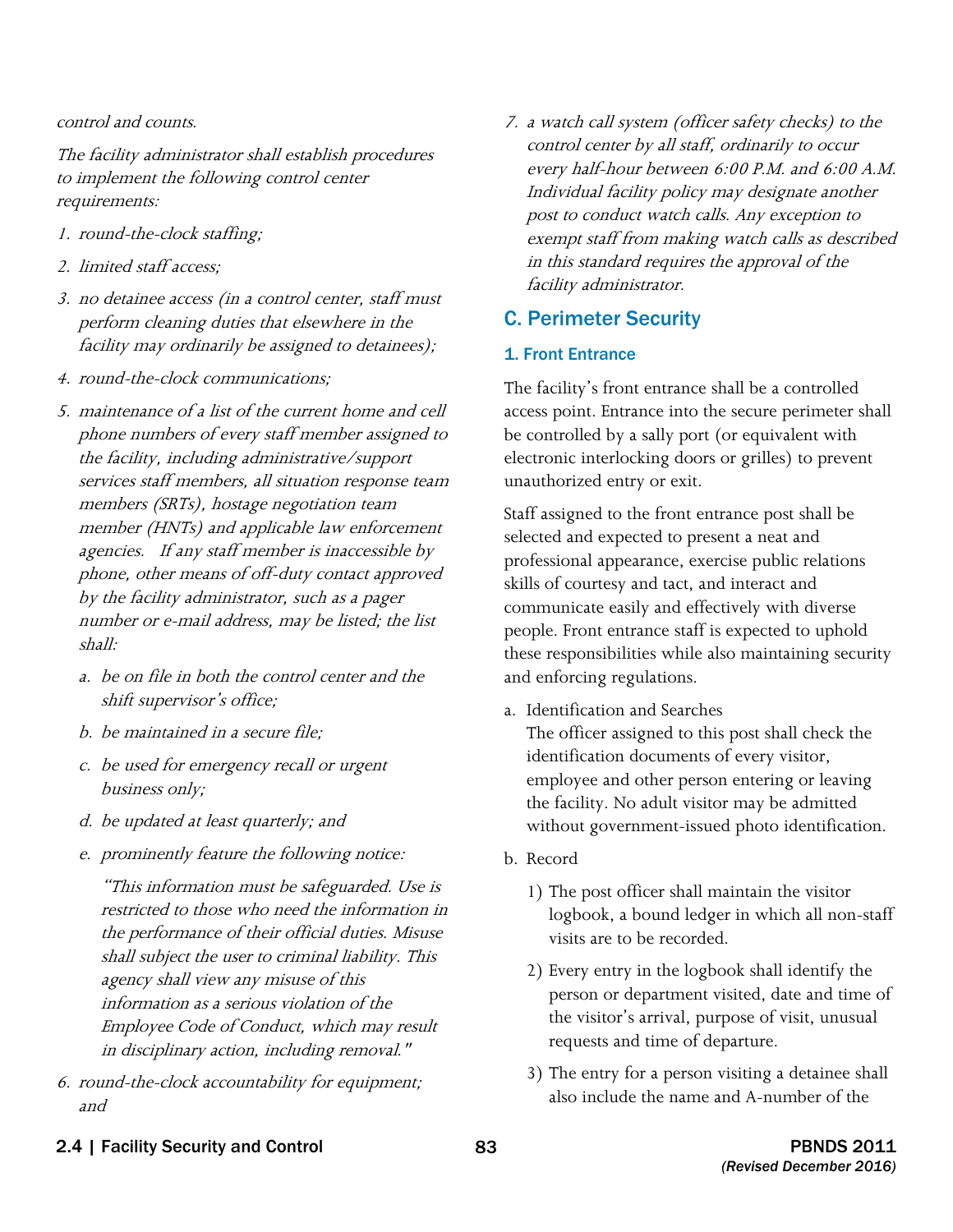*control and counts.*

*The facility administrator shall establish procedures to implement the following control center requirements:*

1. *round-the-clock staffing;*
2. *limited staff access;*
3. *no detainee access (in a control center, staff must perform cleaning duties that elsewhere in the facility may ordinarily be assigned to detainees);*
4. *round-the-clock communications;*
5. *maintenance of a list of the current home and cell phone numbers of every staff member assigned to the facility, including administrative/support services staff members, all situation response team members (SRTs), hostage negotiation team member (HNTs) and applicable law enforcement agencies. If any staff member is inaccessible by phone, other means of off-duty contact approved by the facility administrator, such as a pager number or e-mail address, may be listed; the list shall:*
   a. *be on file in both the control center and the shift supervisor's office;*
   b. *be maintained in a secure file;*
   c. *be used for emergency recall or urgent business only;*
   d. *be updated at least quarterly; and*
   e. *prominently feature the following notice:*

      *"This information must be safeguarded. Use is restricted to those who need the information in the performance of their official duties. Misuse shall subject the user to criminal liability. This agency shall view any misuse of this information as a serious violation of the Employee Code of Conduct, which may result in disciplinary action, including removal."*
6. *round-the-clock accountability for equipment; and*
7. *a watch call system (officer safety checks) to the control center by all staff, ordinarily to occur every half-hour between 6:00 P.M. and 6:00 A.M. Individual facility policy may designate another post to conduct watch calls. Any exception to exempt staff from making watch calls as described in this standard requires the approval of the facility administrator.*

## C. Perimeter Security

### 1. Front Entrance

The facility's front entrance shall be a controlled access point. Entrance into the secure perimeter shall be controlled by a sally port (or equivalent with electronic interlocking doors or grilles) to prevent unauthorized entry or exit.

Staff assigned to the front entrance post shall be selected and expected to present a neat and professional appearance, exercise public relations skills of courtesy and tact, and interact and communicate easily and effectively with diverse people. Front entrance staff is expected to uphold these responsibilities while also maintaining security and enforcing regulations.

a. Identification and Searches
   The officer assigned to this post shall check the identification documents of every visitor, employee and other person entering or leaving the facility. No adult visitor may be admitted without government-issued photo identification.

b. Record
   1) The post officer shall maintain the visitor logbook, a bound ledger in which all non-staff visits are to be recorded.
   2) Every entry in the logbook shall identify the person or department visited, date and time of the visitor's arrival, purpose of visit, unusual requests and time of departure.
   3) The entry for a person visiting a detainee shall also include the name and A-number of the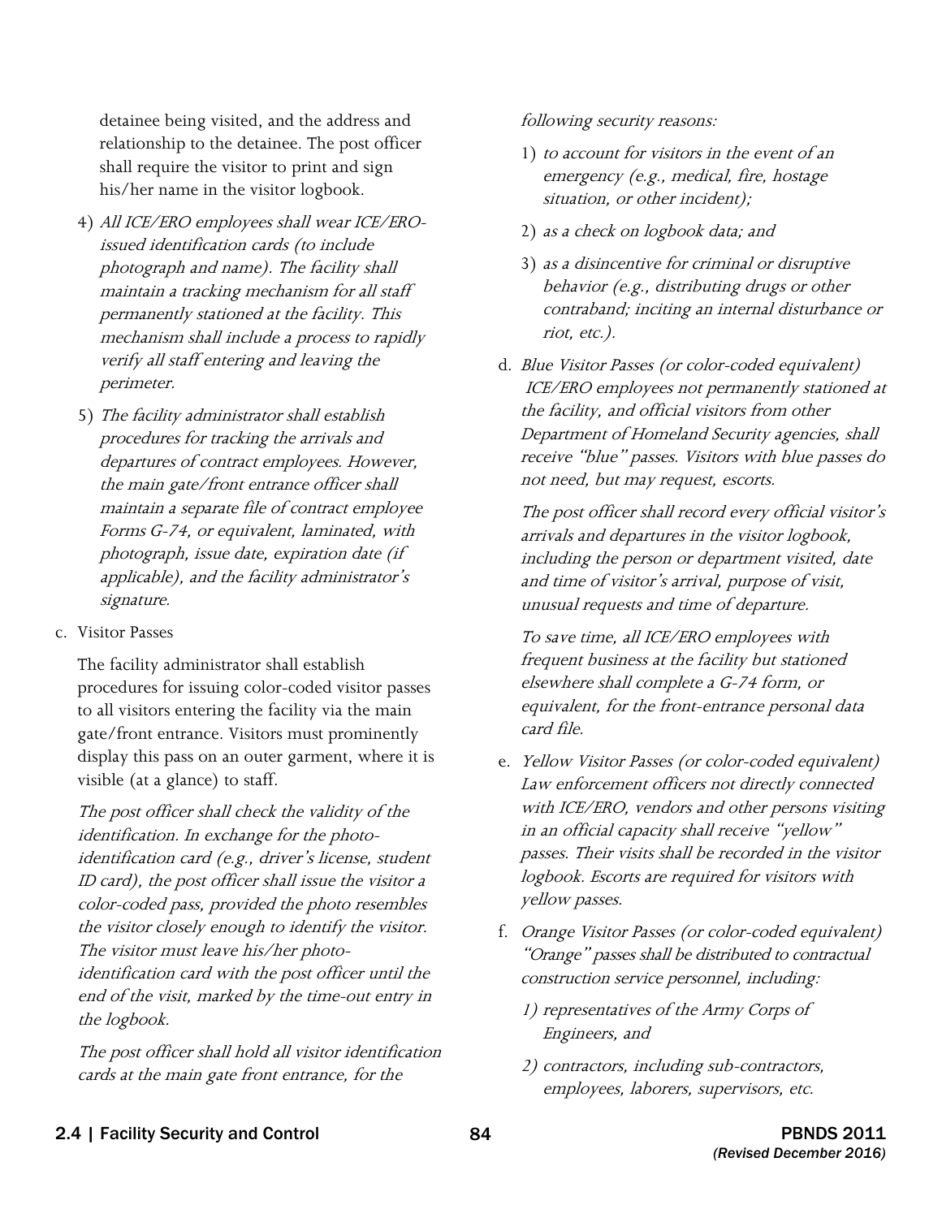detainee being visited, and the address and relationship to the detainee. The post officer shall require the visitor to print and sign his/her name in the visitor logbook.

4) *All ICE/ERO employees shall wear ICE/ERO-issued identification cards (to include photograph and name). The facility shall maintain a tracking mechanism for all staff permanently stationed at the facility. This mechanism shall include a process to rapidly verify all staff entering and leaving the perimeter.*

5) *The facility administrator shall establish procedures for tracking the arrivals and departures of contract employees. However, the main gate/front entrance officer shall maintain a separate file of contract employee Forms G-74, or equivalent, laminated, with photograph, issue date, expiration date (if applicable), and the facility administrator's signature.*

c. Visitor Passes

The facility administrator shall establish procedures for issuing color-coded visitor passes to all visitors entering the facility via the main gate/front entrance. Visitors must prominently display this pass on an outer garment, where it is visible (at a glance) to staff.

*The post officer shall check the validity of the identification. In exchange for the photo-identification card (e.g., driver's license, student ID card), the post officer shall issue the visitor a color-coded pass, provided the photo resembles the visitor closely enough to identify the visitor. The visitor must leave his/her photo-identification card with the post officer until the end of the visit, marked by the time-out entry in the logbook.*

*The post officer shall hold all visitor identification cards at the main gate front entrance, for the following security reasons:*

1) *to account for visitors in the event of an emergency (e.g., medical, fire, hostage situation, or other incident);*
2) *as a check on logbook data; and*
3) *as a disincentive for criminal or disruptive behavior (e.g., distributing drugs or other contraband; inciting an internal disturbance or riot, etc.).*

d. *Blue Visitor Passes (or color-coded equivalent) ICE/ERO employees not permanently stationed at the facility, and official visitors from other Department of Homeland Security agencies, shall receive "blue" passes. Visitors with blue passes do not need, but may request, escorts.*

*The post officer shall record every official visitor's arrivals and departures in the visitor logbook, including the person or department visited, date and time of visitor's arrival, purpose of visit, unusual requests and time of departure.*

*To save time, all ICE/ERO employees with frequent business at the facility but stationed elsewhere shall complete a G-74 form, or equivalent, for the front-entrance personal data card file.*

e. *Yellow Visitor Passes (or color-coded equivalent) Law enforcement officers not directly connected with ICE/ERO, vendors and other persons visiting in an official capacity shall receive "yellow" passes. Their visits shall be recorded in the visitor logbook. Escorts are required for visitors with yellow passes.*

f. *Orange Visitor Passes (or color-coded equivalent) "Orange" passes shall be distributed to contractual construction service personnel, including:*

1) *representatives of the Army Corps of Engineers, and*
2) *contractors, including sub-contractors, employees, laborers, supervisors, etc.*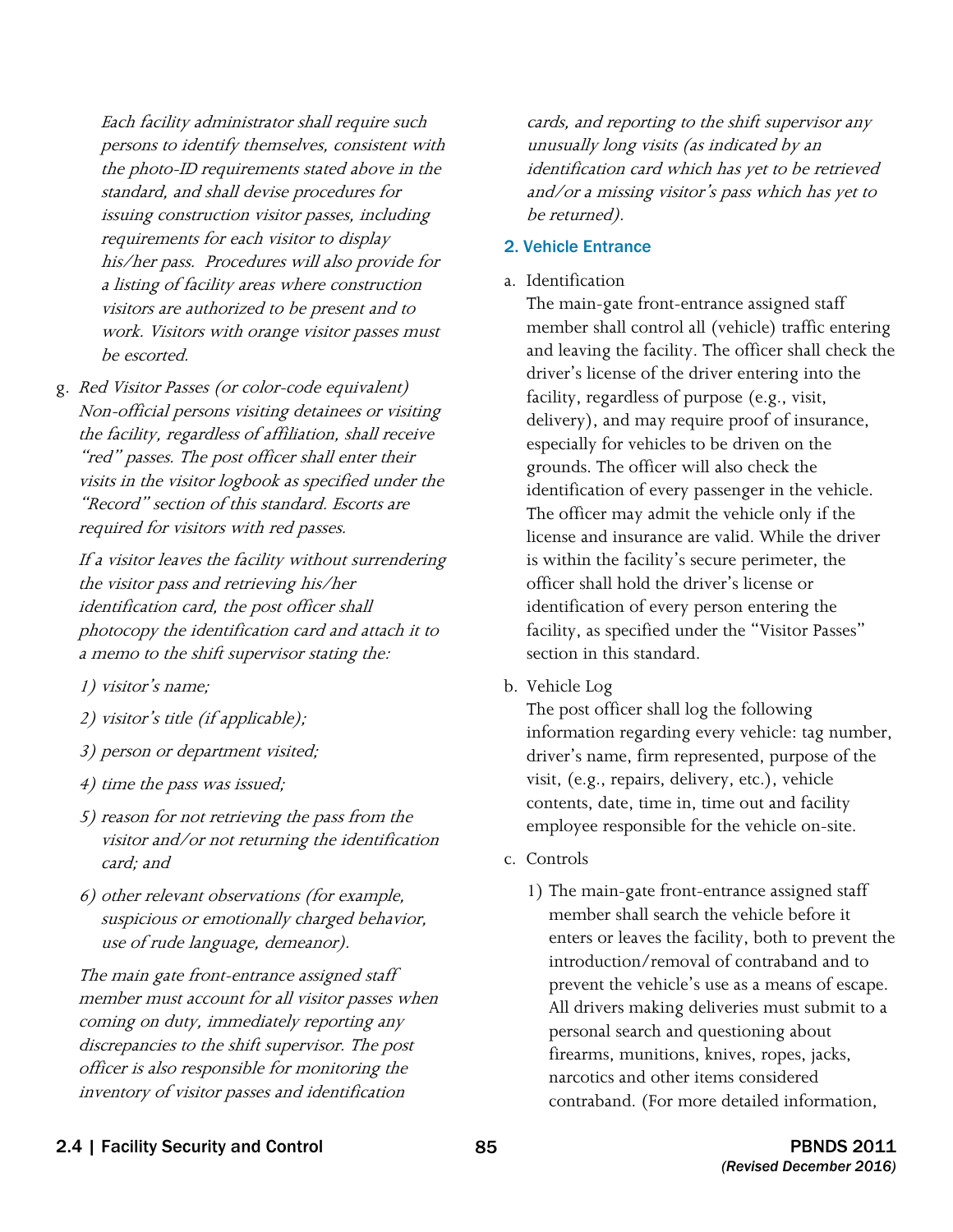*Each facility administrator shall require such persons to identify themselves, consistent with the photo-ID requirements stated above in the standard, and shall devise procedures for issuing construction visitor passes, including requirements for each visitor to display his/her pass. Procedures will also provide for a listing of facility areas where construction visitors are authorized to be present and to work. Visitors with orange visitor passes must be escorted.*

g. *Red Visitor Passes (or color-code equivalent)*
   *Non-official persons visiting detainees or visiting the facility, regardless of affiliation, shall receive "red" passes. The post officer shall enter their visits in the visitor logbook as specified under the "Record" section of this standard. Escorts are required for visitors with red passes.*

   *If a visitor leaves the facility without surrendering the visitor pass and retrieving his/her identification card, the post officer shall photocopy the identification card and attach it to a memo to the shift supervisor stating the:*

   *1) visitor's name;*

   *2) visitor's title (if applicable);*

   *3) person or department visited;*

   *4) time the pass was issued;*

   *5) reason for not retrieving the pass from the visitor and/or not returning the identification card; and*

   *6) other relevant observations (for example, suspicious or emotionally charged behavior, use of rude language, demeanor).*

   *The main gate front-entrance assigned staff member must account for all visitor passes when coming on duty, immediately reporting any discrepancies to the shift supervisor. The post officer is also responsible for monitoring the inventory of visitor passes and identification cards, and reporting to the shift supervisor any unusually long visits (as indicated by an identification card which has yet to be retrieved and/or a missing visitor's pass which has yet to be returned).*

### 2. Vehicle Entrance

a. Identification
   The main-gate front-entrance assigned staff member shall control all (vehicle) traffic entering and leaving the facility. The officer shall check the driver's license of the driver entering into the facility, regardless of purpose (e.g., visit, delivery), and may require proof of insurance, especially for vehicles to be driven on the grounds. The officer will also check the identification of every passenger in the vehicle. The officer may admit the vehicle only if the license and insurance are valid. While the driver is within the facility's secure perimeter, the officer shall hold the driver's license or identification of every person entering the facility, as specified under the "Visitor Passes" section in this standard.

b. Vehicle Log
   The post officer shall log the following information regarding every vehicle: tag number, driver's name, firm represented, purpose of the visit, (e.g., repairs, delivery, etc.), vehicle contents, date, time in, time out and facility employee responsible for the vehicle on-site.

c. Controls

   1) The main-gate front-entrance assigned staff member shall search the vehicle before it enters or leaves the facility, both to prevent the introduction/removal of contraband and to prevent the vehicle's use as a means of escape. All drivers making deliveries must submit to a personal search and questioning about firearms, munitions, knives, ropes, jacks, narcotics and other items considered contraband. (For more detailed information,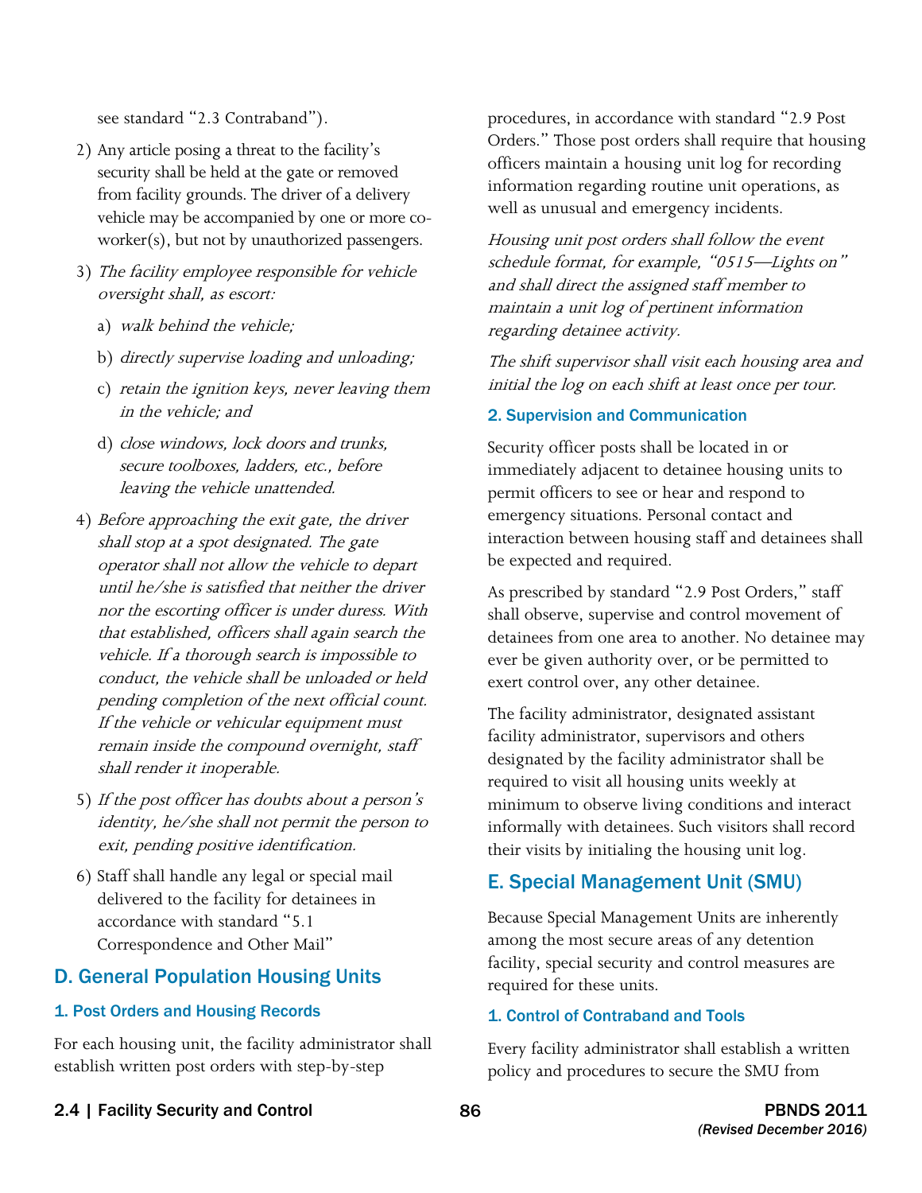see standard "2.3 Contraband").

2) Any article posing a threat to the facility's security shall be held at the gate or removed from facility grounds. The driver of a delivery vehicle may be accompanied by one or more co-worker(s), but not by unauthorized passengers.

3) *The facility employee responsible for vehicle oversight shall, as escort:*

   a) *walk behind the vehicle;*

   b) *directly supervise loading and unloading;*

   c) *retain the ignition keys, never leaving them in the vehicle; and*

   d) *close windows, lock doors and trunks, secure toolboxes, ladders, etc., before leaving the vehicle unattended.*

4) *Before approaching the exit gate, the driver shall stop at a spot designated. The gate operator shall not allow the vehicle to depart until he/she is satisfied that neither the driver nor the escorting officer is under duress. With that established, officers shall again search the vehicle. If a thorough search is impossible to conduct, the vehicle shall be unloaded or held pending completion of the next official count. If the vehicle or vehicular equipment must remain inside the compound overnight, staff shall render it inoperable.*

5) *If the post officer has doubts about a person's identity, he/she shall not permit the person to exit, pending positive identification.*

6) Staff shall handle any legal or special mail delivered to the facility for detainees in accordance with standard "5.1 Correspondence and Other Mail"

## D. General Population Housing Units

### 1. Post Orders and Housing Records

For each housing unit, the facility administrator shall establish written post orders with step-by-step procedures, in accordance with standard "2.9 Post Orders." Those post orders shall require that housing officers maintain a housing unit log for recording information regarding routine unit operations, as well as unusual and emergency incidents.

*Housing unit post orders shall follow the event schedule format, for example, "0515—Lights on" and shall direct the assigned staff member to maintain a unit log of pertinent information regarding detainee activity.*

*The shift supervisor shall visit each housing area and initial the log on each shift at least once per tour.*

### 2. Supervision and Communication

Security officer posts shall be located in or immediately adjacent to detainee housing units to permit officers to see or hear and respond to emergency situations. Personal contact and interaction between housing staff and detainees shall be expected and required.

As prescribed by standard "2.9 Post Orders," staff shall observe, supervise and control movement of detainees from one area to another. No detainee may ever be given authority over, or be permitted to exert control over, any other detainee.

The facility administrator, designated assistant facility administrator, supervisors and others designated by the facility administrator shall be required to visit all housing units weekly at minimum to observe living conditions and interact informally with detainees. Such visitors shall record their visits by initialing the housing unit log.

## E. Special Management Unit (SMU)

Because Special Management Units are inherently among the most secure areas of any detention facility, special security and control measures are required for these units.

### 1. Control of Contraband and Tools

Every facility administrator shall establish a written policy and procedures to secure the SMU from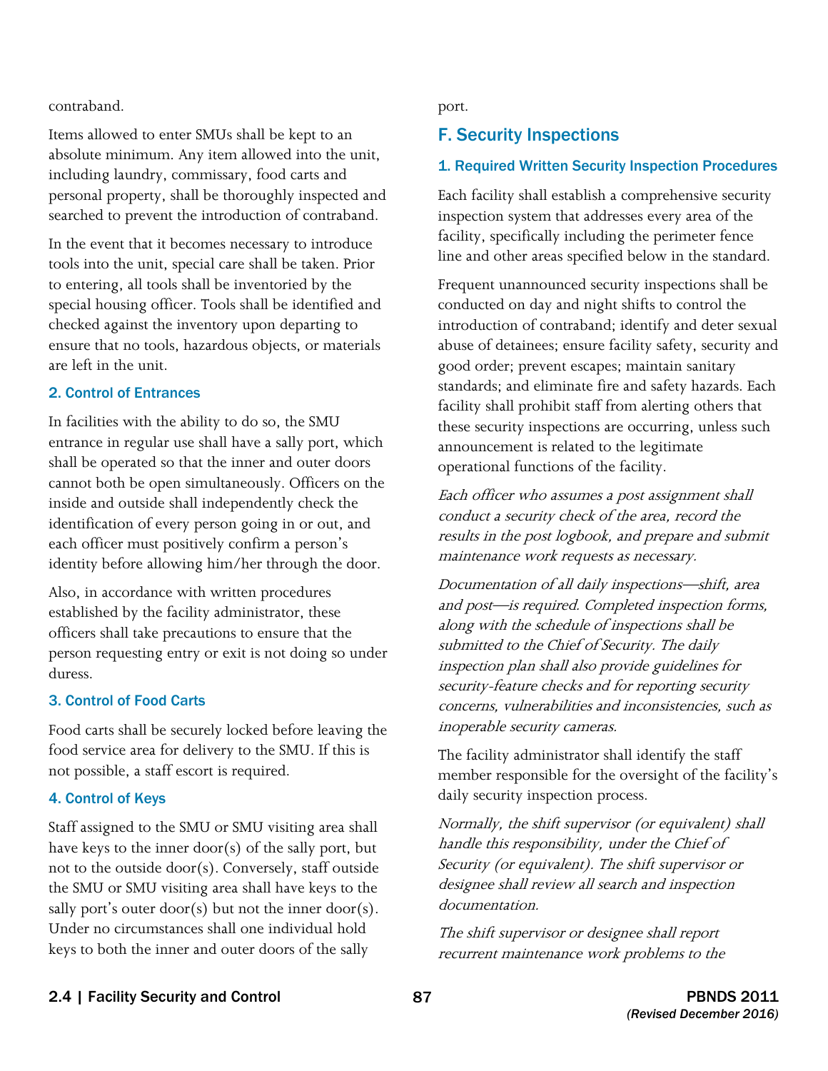contraband.

Items allowed to enter SMUs shall be kept to an absolute minimum. Any item allowed into the unit, including laundry, commissary, food carts and personal property, shall be thoroughly inspected and searched to prevent the introduction of contraband.

In the event that it becomes necessary to introduce tools into the unit, special care shall be taken. Prior to entering, all tools shall be inventoried by the special housing officer. Tools shall be identified and checked against the inventory upon departing to ensure that no tools, hazardous objects, or materials are left in the unit.

#### 2. Control of Entrances

In facilities with the ability to do so, the SMU entrance in regular use shall have a sally port, which shall be operated so that the inner and outer doors cannot both be open simultaneously. Officers on the inside and outside shall independently check the identification of every person going in or out, and each officer must positively confirm a person's identity before allowing him/her through the door.

Also, in accordance with written procedures established by the facility administrator, these officers shall take precautions to ensure that the person requesting entry or exit is not doing so under duress.

#### 3. Control of Food Carts

Food carts shall be securely locked before leaving the food service area for delivery to the SMU. If this is not possible, a staff escort is required.

#### 4. Control of Keys

Staff assigned to the SMU or SMU visiting area shall have keys to the inner door(s) of the sally port, but not to the outside door(s). Conversely, staff outside the SMU or SMU visiting area shall have keys to the sally port's outer door(s) but not the inner door(s). Under no circumstances shall one individual hold keys to both the inner and outer doors of the sally port.

## F. Security Inspections

#### 1. Required Written Security Inspection Procedures

Each facility shall establish a comprehensive security inspection system that addresses every area of the facility, specifically including the perimeter fence line and other areas specified below in the standard.

Frequent unannounced security inspections shall be conducted on day and night shifts to control the introduction of contraband; identify and deter sexual abuse of detainees; ensure facility safety, security and good order; prevent escapes; maintain sanitary standards; and eliminate fire and safety hazards. Each facility shall prohibit staff from alerting others that these security inspections are occurring, unless such announcement is related to the legitimate operational functions of the facility.

*Each officer who assumes a post assignment shall conduct a security check of the area, record the results in the post logbook, and prepare and submit maintenance work requests as necessary.*

*Documentation of all daily inspections—shift, area and post—is required. Completed inspection forms, along with the schedule of inspections shall be submitted to the Chief of Security. The daily inspection plan shall also provide guidelines for security-feature checks and for reporting security concerns, vulnerabilities and inconsistencies, such as inoperable security cameras.*

The facility administrator shall identify the staff member responsible for the oversight of the facility's daily security inspection process.

*Normally, the shift supervisor (or equivalent) shall handle this responsibility, under the Chief of Security (or equivalent). The shift supervisor or designee shall review all search and inspection documentation.*

*The shift supervisor or designee shall report recurrent maintenance work problems to the*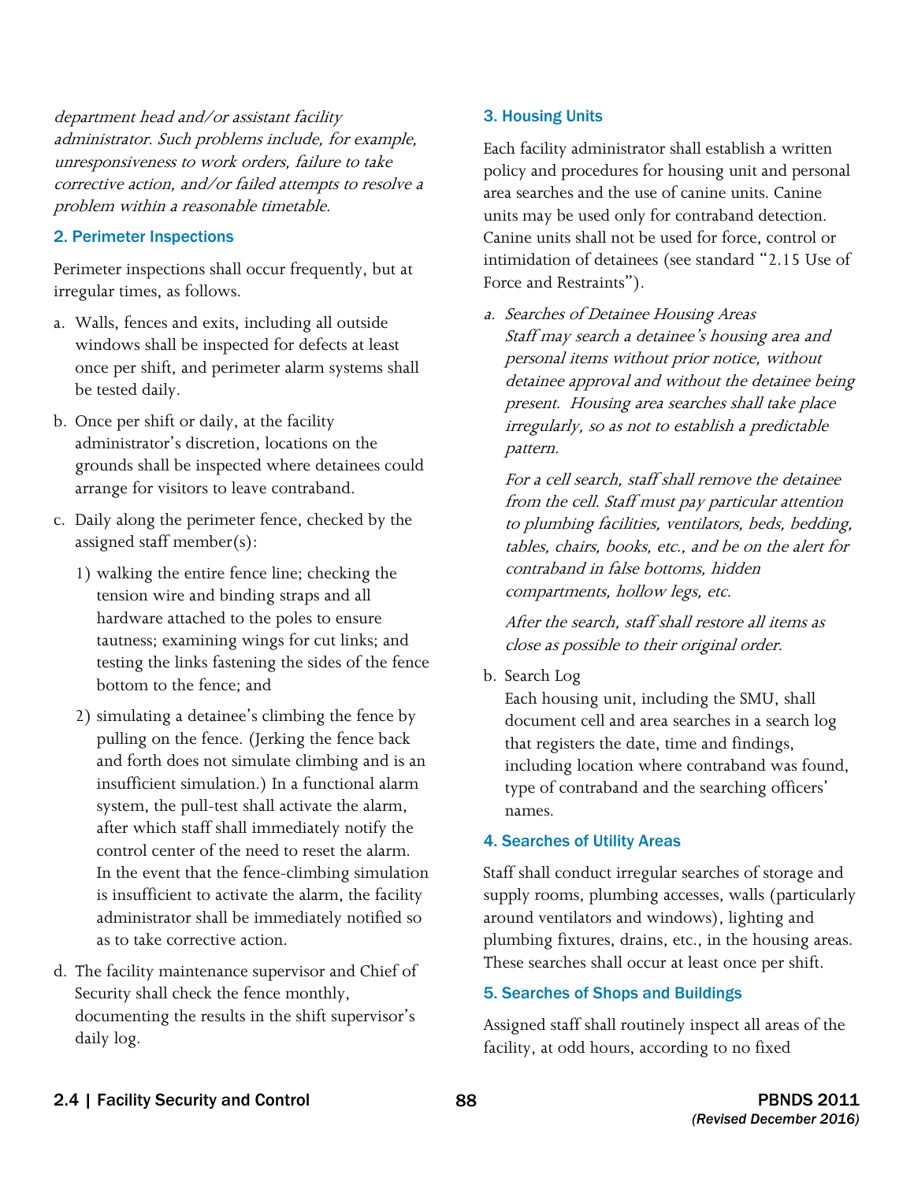*department head and/or assistant facility administrator. Such problems include, for example, unresponsiveness to work orders, failure to take corrective action, and/or failed attempts to resolve a problem within a reasonable timetable.*

### 2. Perimeter Inspections

Perimeter inspections shall occur frequently, but at irregular times, as follows.

a. Walls, fences and exits, including all outside windows shall be inspected for defects at least once per shift, and perimeter alarm systems shall be tested daily.

b. Once per shift or daily, at the facility administrator's discretion, locations on the grounds shall be inspected where detainees could arrange for visitors to leave contraband.

c. Daily along the perimeter fence, checked by the assigned staff member(s):

   1) walking the entire fence line; checking the tension wire and binding straps and all hardware attached to the poles to ensure tautness; examining wings for cut links; and testing the links fastening the sides of the fence bottom to the fence; and

   2) simulating a detainee's climbing the fence by pulling on the fence. (Jerking the fence back and forth does not simulate climbing and is an insufficient simulation.) In a functional alarm system, the pull-test shall activate the alarm, after which staff shall immediately notify the control center of the need to reset the alarm. In the event that the fence-climbing simulation is insufficient to activate the alarm, the facility administrator shall be immediately notified so as to take corrective action.

d. The facility maintenance supervisor and Chief of Security shall check the fence monthly, documenting the results in the shift supervisor's daily log.

### 3. Housing Units

Each facility administrator shall establish a written policy and procedures for housing unit and personal area searches and the use of canine units. Canine units may be used only for contraband detection. Canine units shall not be used for force, control or intimidation of detainees (see standard "2.15 Use of Force and Restraints").

a. *Searches of Detainee Housing Areas*
   *Staff may search a detainee's housing area and personal items without prior notice, without detainee approval and without the detainee being present. Housing area searches shall take place irregularly, so as not to establish a predictable pattern.*

   *For a cell search, staff shall remove the detainee from the cell. Staff must pay particular attention to plumbing facilities, ventilators, beds, bedding, tables, chairs, books, etc., and be on the alert for contraband in false bottoms, hidden compartments, hollow legs, etc.*

   *After the search, staff shall restore all items as close as possible to their original order.*

b. Search Log
   Each housing unit, including the SMU, shall document cell and area searches in a search log that registers the date, time and findings, including location where contraband was found, type of contraband and the searching officers' names.

### 4. Searches of Utility Areas

Staff shall conduct irregular searches of storage and supply rooms, plumbing accesses, walls (particularly around ventilators and windows), lighting and plumbing fixtures, drains, etc., in the housing areas. These searches shall occur at least once per shift.

### 5. Searches of Shops and Buildings

Assigned staff shall routinely inspect all areas of the facility, at odd hours, according to no fixed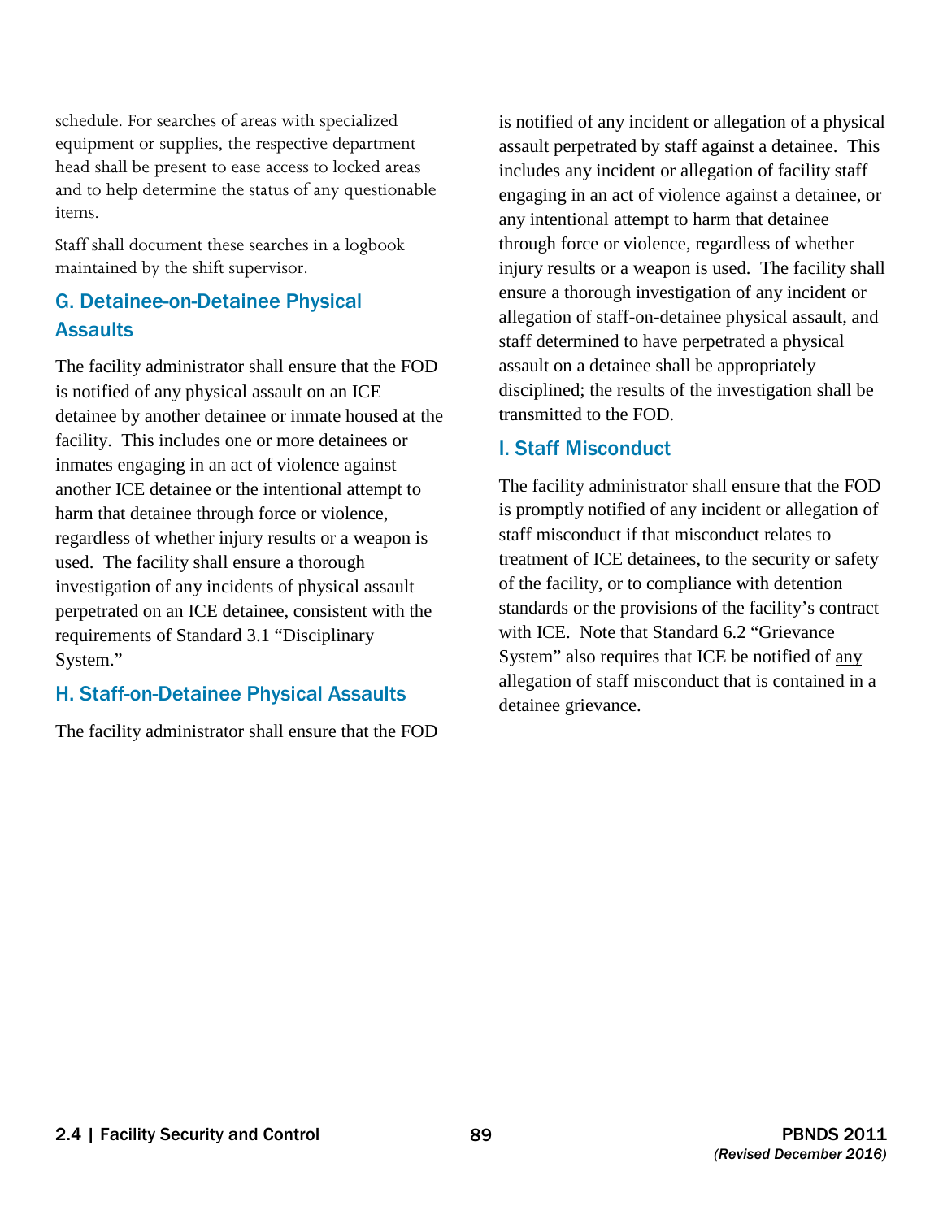schedule. For searches of areas with specialized equipment or supplies, the respective department head shall be present to ease access to locked areas and to help determine the status of any questionable items.

Staff shall document these searches in a logbook maintained by the shift supervisor.

## G. Detainee-on-Detainee Physical Assaults

The facility administrator shall ensure that the FOD is notified of any physical assault on an ICE detainee by another detainee or inmate housed at the facility. This includes one or more detainees or inmates engaging in an act of violence against another ICE detainee or the intentional attempt to harm that detainee through force or violence, regardless of whether injury results or a weapon is used. The facility shall ensure a thorough investigation of any incidents of physical assault perpetrated on an ICE detainee, consistent with the requirements of Standard 3.1 "Disciplinary System."

## H. Staff-on-Detainee Physical Assaults

The facility administrator shall ensure that the FOD is notified of any incident or allegation of a physical assault perpetrated by staff against a detainee. This includes any incident or allegation of facility staff engaging in an act of violence against a detainee, or any intentional attempt to harm that detainee through force or violence, regardless of whether injury results or a weapon is used. The facility shall ensure a thorough investigation of any incident or allegation of staff-on-detainee physical assault, and staff determined to have perpetrated a physical assault on a detainee shall be appropriately disciplined; the results of the investigation shall be transmitted to the FOD.

## I. Staff Misconduct

The facility administrator shall ensure that the FOD is promptly notified of any incident or allegation of staff misconduct if that misconduct relates to treatment of ICE detainees, to the security or safety of the facility, or to compliance with detention standards or the provisions of the facility's contract with ICE. Note that Standard 6.2 "Grievance System" also requires that ICE be notified of <u>any</u> allegation of staff misconduct that is contained in a detainee grievance.